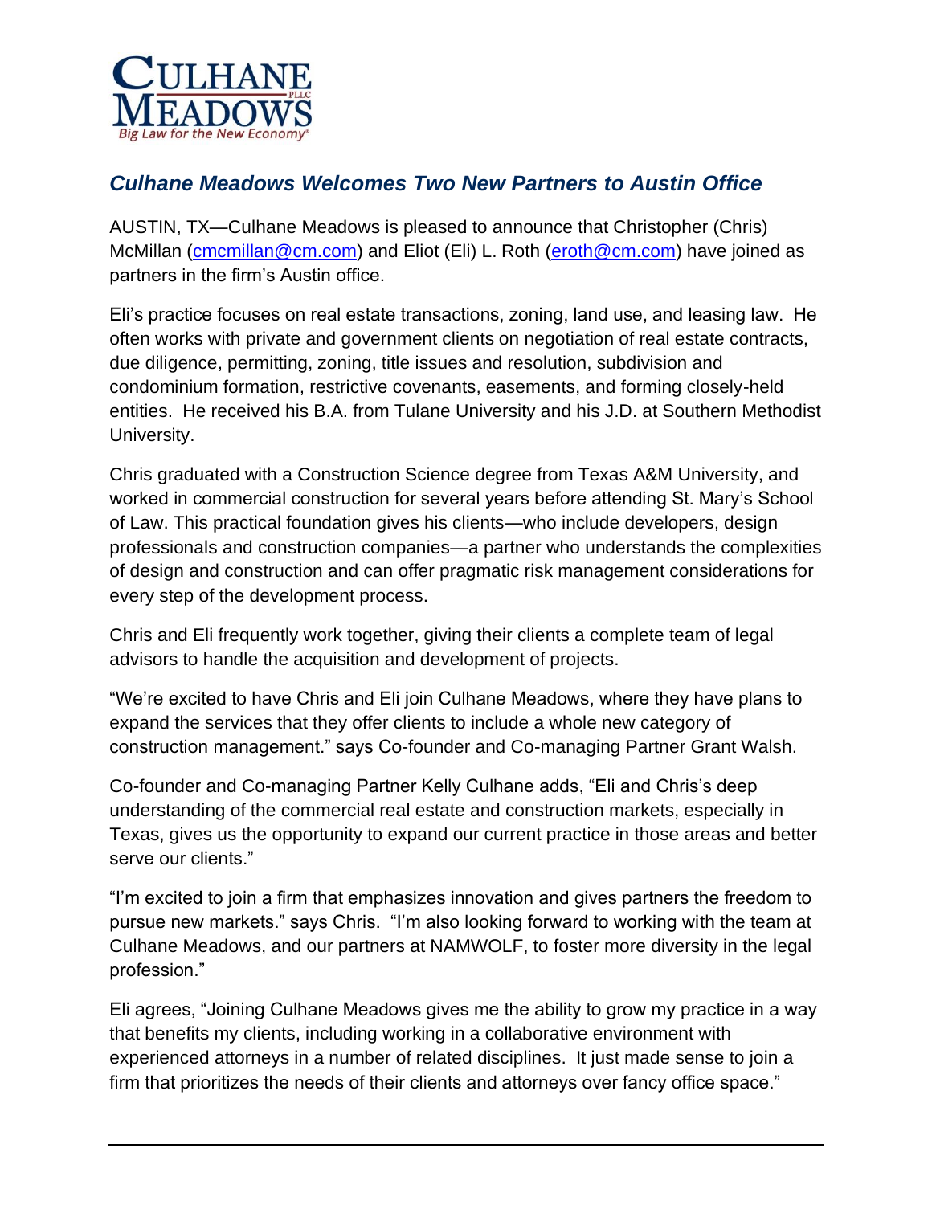# *Culhane Meadows Welcomes Two New Partners to Austin Office*

AUSTIN, TX—Culhane Meadows is pleased to announce that Christopher (Chris) McMillan (cmcmillan@cm.com) and Eliot (Eli) L. Roth (eroth@cm.com) have joined as partners in the firm's Austin office.

Eli's practice focuses on real estate transactions, zoning, land use, and leasing law. He often works with private and government clients on negotiation of real estate contracts, due diligence, permitting, zoning, title issues and resolution, subdivision and condominium formation, restrictive covenants, easements, and forming closely-held entities. He received his B.A. from Tulane University and his J.D. at Southern Methodist University.

Chris graduated with a Construction Science degree from Texas A&M University, and worked in commercial construction for several years before attending St. Mary's School of Law. This practical foundation gives his clients—who include developers, design professionals and construction companies—a partner who understands the complexities of design and construction and can offer pragmatic risk management considerations for every step of the development process.

Chris and Eli frequently work together, giving their clients a complete team of legal advisors to handle the acquisition and development of projects.

"We're excited to have Chris and Eli join Culhane Meadows, where they have plans to expand the services that they offer clients to include a whole new category of construction management." says Co-founder and Co-managing Partner Grant Walsh.

Co-founder and Co-managing Partner Kelly Culhane adds, "Eli and Chris's deep understanding of the commercial real estate and construction markets, especially in Texas, gives us the opportunity to expand our current practice in those areas and better serve our clients."

"I'm excited to join a firm that emphasizes innovation and gives partners the freedom to pursue new markets." says Chris. "I'm also looking forward to working with the team at Culhane Meadows, and our partners at NAMWOLF, to foster more diversity in the legal profession."

Eli agrees, "Joining Culhane Meadows gives me the ability to grow my practice in a way that benefits my clients, including working in a collaborative environment with experienced attorneys in a number of related disciplines. It just made sense to join a firm that prioritizes the needs of their clients and attorneys over fancy office space."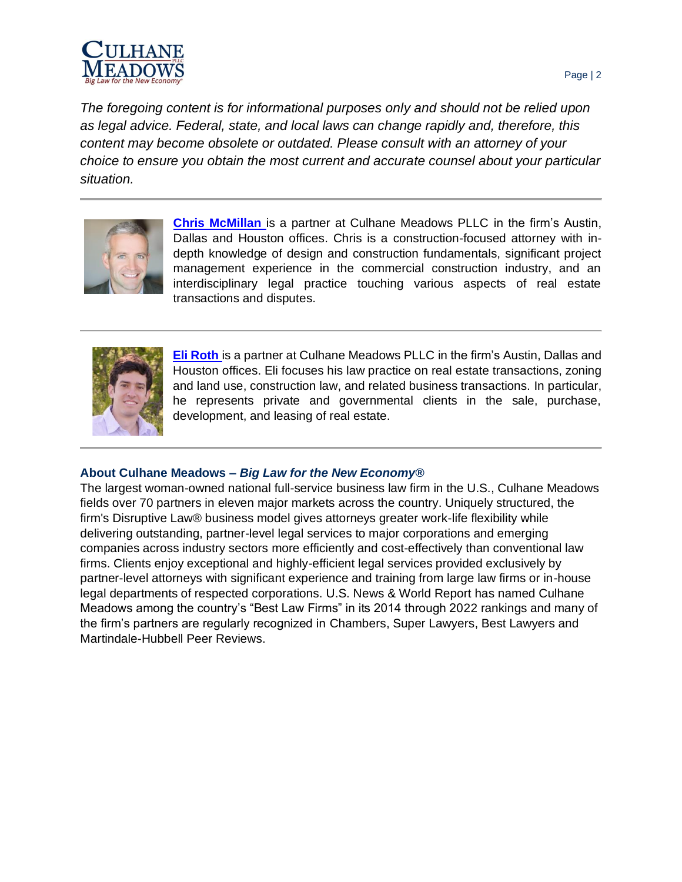*The foregoing content is for informational purposes only and should not be relied upon as legal advice. Federal, state, and local laws can change rapidly and, therefore, this content may become obsolete or outdated. Please consult with an attorney of your choice to ensure you obtain the most current and accurate counsel about your particular situation.*

---

**Chris McMillan** is a partner at Culhane Meadows PLLC in the firm's Austin, Dallas and Houston offices. Chris is a construction-focused attorney with in-depth knowledge of design and construction fundamentals, significant project management experience in the commercial construction industry, and an interdisciplinary legal practice touching various aspects of real estate transactions and disputes.

---

**Eli Roth** is a partner at Culhane Meadows PLLC in the firm's Austin, Dallas and Houston offices. Eli focuses his law practice on real estate transactions, zoning and land use, construction law, and related business transactions. In particular, he represents private and governmental clients in the sale, purchase, development, and leasing of real estate.

---

**About Culhane Meadows – *Big Law for the New Economy®***

The largest woman-owned national full-service business law firm in the U.S., Culhane Meadows fields over 70 partners in eleven major markets across the country. Uniquely structured, the firm's Disruptive Law® business model gives attorneys greater work-life flexibility while delivering outstanding, partner-level legal services to major corporations and emerging companies across industry sectors more efficiently and cost-effectively than conventional law firms. Clients enjoy exceptional and highly-efficient legal services provided exclusively by partner-level attorneys with significant experience and training from large law firms or in-house legal departments of respected corporations. U.S. News & World Report has named Culhane Meadows among the country's "Best Law Firms" in its 2014 through 2022 rankings and many of the firm's partners are regularly recognized in Chambers, Super Lawyers, Best Lawyers and Martindale-Hubbell Peer Reviews.